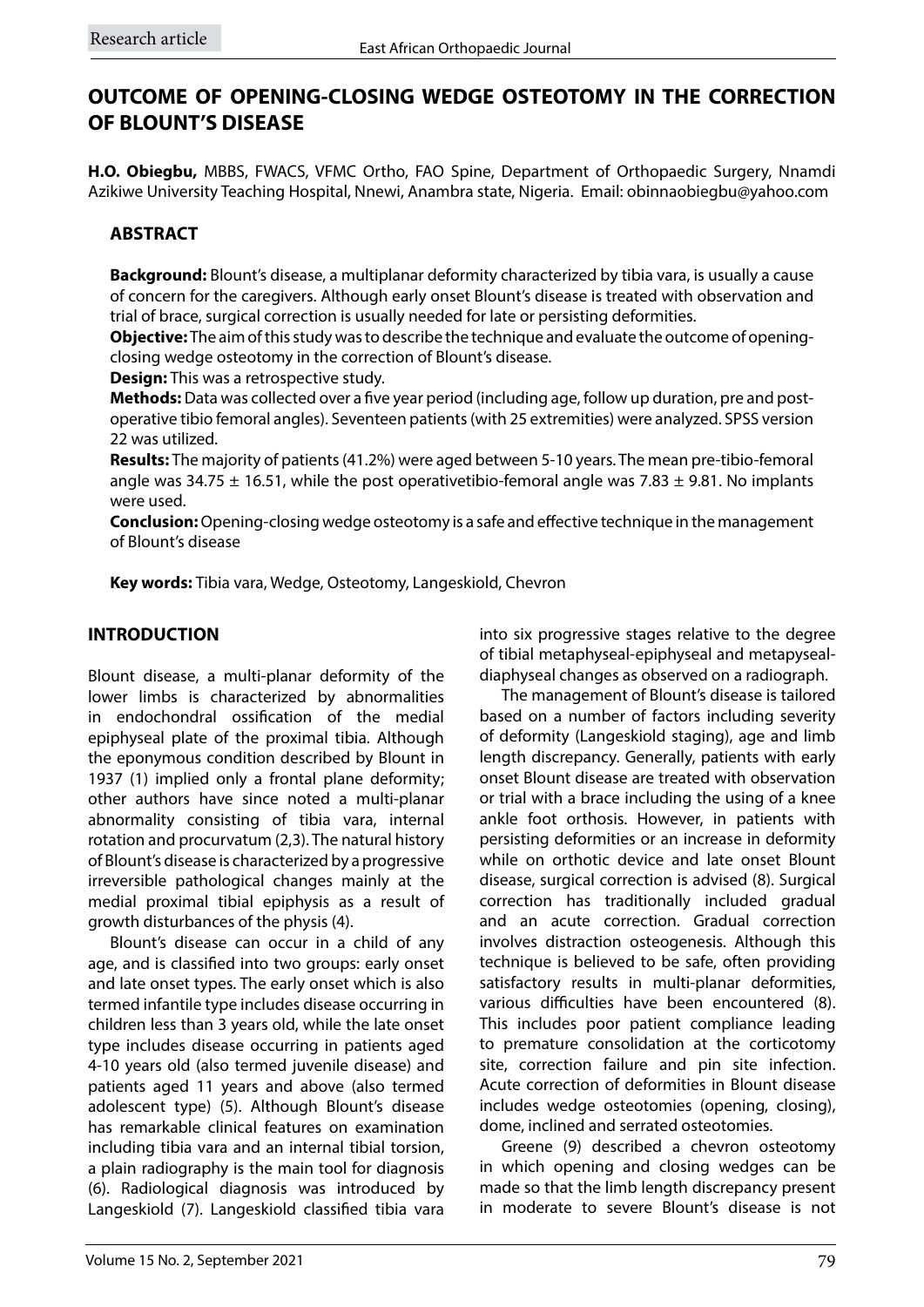Research article

# OUTCOME OF OPENING-CLOSING WEDGE OSTEOTOMY IN THE CORRECTION OF BLOUNT'S DISEASE

**H.O. Obiegbu,** MBBS, FWACS, VFMC Ortho, FAO Spine, Department of Orthopaedic Surgery, Nnamdi Azikiwe University Teaching Hospital, Nnewi, Anambra state, Nigeria. Email: obinnaobiegbu@yahoo.com

## ABSTRACT

**Background:** Blount's disease, a multiplanar deformity characterized by tibia vara, is usually a cause of concern for the caregivers. Although early onset Blount's disease is treated with observation and trial of brace, surgical correction is usually needed for late or persisting deformities.

**Objective:** The aim of this study was to describe the technique and evaluate the outcome of opening-closing wedge osteotomy in the correction of Blount's disease.

**Design:** This was a retrospective study.

**Methods:** Data was collected over a five year period (including age, follow up duration, pre and post-operative tibio femoral angles). Seventeen patients (with 25 extremities) were analyzed. SPSS version 22 was utilized.

**Results:** The majority of patients (41.2%) were aged between 5-10 years. The mean pre-tibio-femoral angle was $34.75 \pm 16.51$, while the post operativetibio-femoral angle was $7.83 \pm 9.81$. No implants were used.

**Conclusion:** Opening-closing wedge osteotomy is a safe and effective technique in the management of Blount's disease

**Key words:** Tibia vara, Wedge, Osteotomy, Langeskiold, Chevron

## INTRODUCTION

Blount disease, a multi-planar deformity of the lower limbs is characterized by abnormalities in endochondral ossification of the medial epiphyseal plate of the proximal tibia. Although the eponymous condition described by Blount in 1937 (1) implied only a frontal plane deformity; other authors have since noted a multi-planar abnormality consisting of tibia vara, internal rotation and procurvatum (2,3). The natural history of Blount's disease is characterized by a progressive irreversible pathological changes mainly at the medial proximal tibial epiphysis as a result of growth disturbances of the physis (4).

Blount's disease can occur in a child of any age, and is classified into two groups: early onset and late onset types. The early onset which is also termed infantile type includes disease occurring in children less than 3 years old, while the late onset type includes disease occurring in patients aged 4-10 years old (also termed juvenile disease) and patients aged 11 years and above (also termed adolescent type) (5). Although Blount's disease has remarkable clinical features on examination including tibia vara and an internal tibial torsion, a plain radiography is the main tool for diagnosis (6). Radiological diagnosis was introduced by Langeskiold (7). Langeskiold classified tibia vara into six progressive stages relative to the degree of tibial metaphyseal-epiphyseal and metapyseal-diaphyseal changes as observed on a radiograph.

The management of Blount's disease is tailored based on a number of factors including severity of deformity (Langeskiold staging), age and limb length discrepancy. Generally, patients with early onset Blount disease are treated with observation or trial with a brace including the using of a knee ankle foot orthosis. However, in patients with persisting deformities or an increase in deformity while on orthotic device and late onset Blount disease, surgical correction is advised (8). Surgical correction has traditionally included gradual and an acute correction. Gradual correction involves distraction osteogenesis. Although this technique is believed to be safe, often providing satisfactory results in multi-planar deformities, various difficulties have been encountered (8). This includes poor patient compliance leading to premature consolidation at the corticotomy site, correction failure and pin site infection. Acute correction of deformities in Blount disease includes wedge osteotomies (opening, closing), dome, inclined and serrated osteotomies.

Greene (9) described a chevron osteotomy in which opening and closing wedges can be made so that the limb length discrepancy present in moderate to severe Blount's disease is not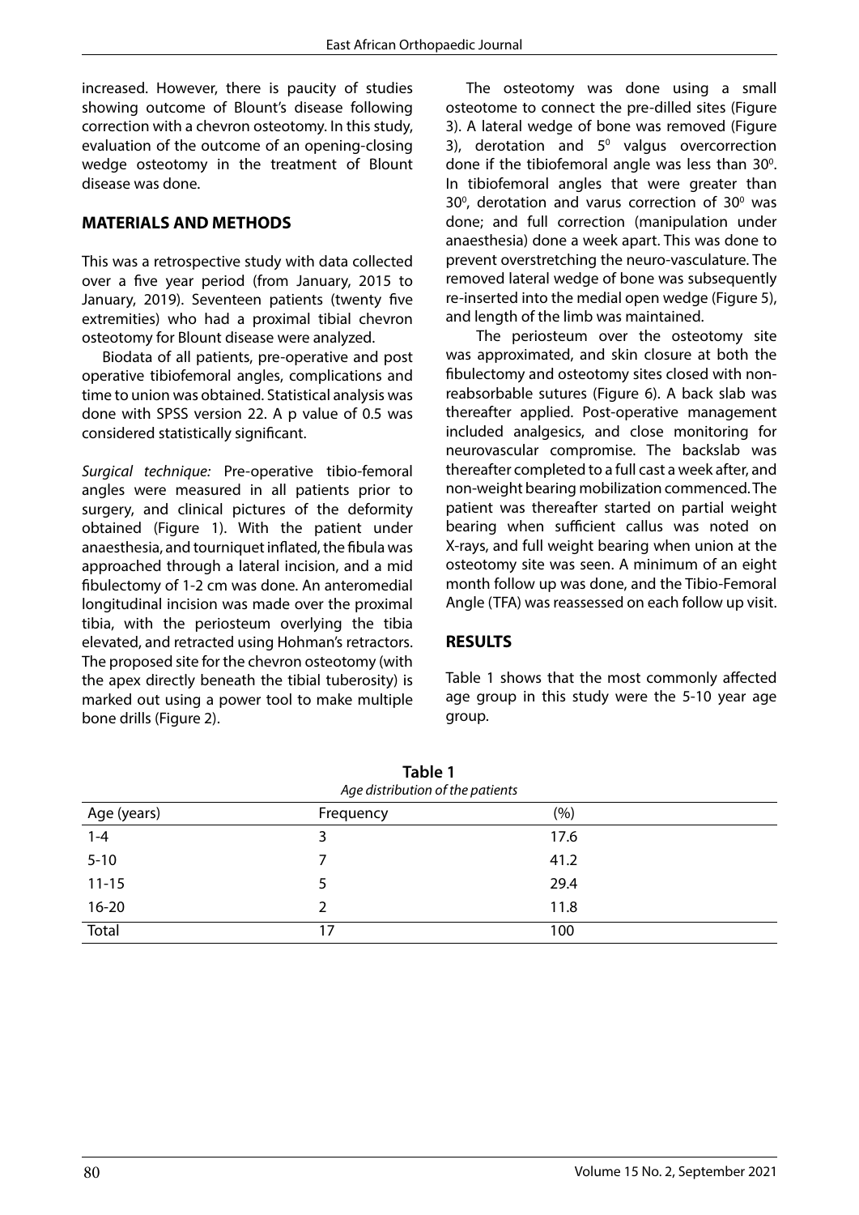increased. However, there is paucity of studies showing outcome of Blount's disease following correction with a chevron osteotomy. In this study, evaluation of the outcome of an opening-closing wedge osteotomy in the treatment of Blount disease was done.

## MATERIALS AND METHODS

This was a retrospective study with data collected over a five year period (from January, 2015 to January, 2019). Seventeen patients (twenty five extremities) who had a proximal tibial chevron osteotomy for Blount disease were analyzed.

Biodata of all patients, pre-operative and post operative tibiofemoral angles, complications and time to union was obtained. Statistical analysis was done with SPSS version 22. A p value of 0.5 was considered statistically significant.

*Surgical technique:* Pre-operative tibio-femoral angles were measured in all patients prior to surgery, and clinical pictures of the deformity obtained (Figure 1). With the patient under anaesthesia, and tourniquet inflated, the fibula was approached through a lateral incision, and a mid fibulectomy of 1-2 cm was done. An anteromedial longitudinal incision was made over the proximal tibia, with the periosteum overlying the tibia elevated, and retracted using Hohman's retractors. The proposed site for the chevron osteotomy (with the apex directly beneath the tibial tuberosity) is marked out using a power tool to make multiple bone drills (Figure 2).

The osteotomy was done using a small osteotome to connect the pre-dilled sites (Figure 3). A lateral wedge of bone was removed (Figure 3), derotation and $5^0$ valgus overcorrection done if the tibiofemoral angle was less than $30^0$. In tibiofemoral angles that were greater than $30^0$, derotation and varus correction of $30^0$ was done; and full correction (manipulation under anaesthesia) done a week apart. This was done to prevent overstretching the neuro-vasculature. The removed lateral wedge of bone was subsequently re-inserted into the medial open wedge (Figure 5), and length of the limb was maintained.

The periosteum over the osteotomy site was approximated, and skin closure at both the fibulectomy and osteotomy sites closed with non-reabsorbable sutures (Figure 6). A back slab was thereafter applied. Post-operative management included analgesics, and close monitoring for neurovascular compromise. The backslab was thereafter completed to a full cast a week after, and non-weight bearing mobilization commenced. The patient was thereafter started on partial weight bearing when sufficient callus was noted on X-rays, and full weight bearing when union at the osteotomy site was seen. A minimum of an eight month follow up was done, and the Tibio-Femoral Angle (TFA) was reassessed on each follow up visit.

## RESULTS

Table 1 shows that the most commonly affected age group in this study were the 5-10 year age group.

**Table 1**
*Age distribution of the patients*

| Age (years) | Frequency | (%) |
|---|---|---|
| 1-4 | 3 | 17.6 |
| 5-10 | 7 | 41.2 |
| 11-15 | 5 | 29.4 |
| 16-20 | 2 | 11.8 |
| Total | 17 | 100 |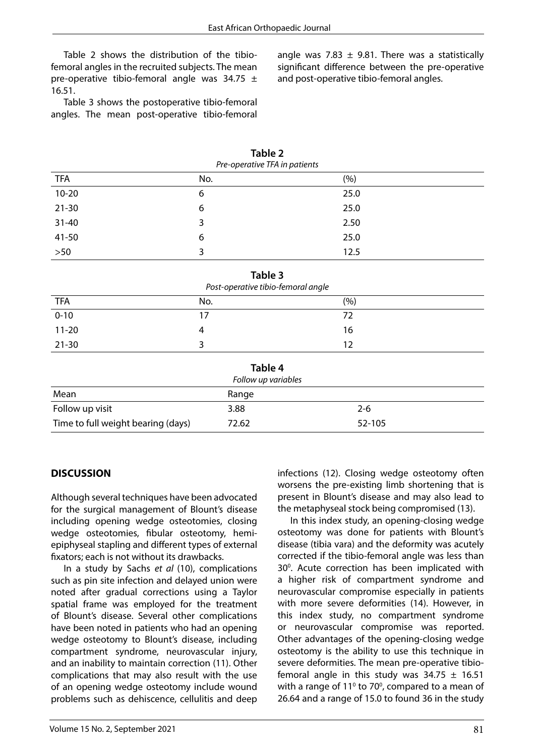Table 2 shows the distribution of the tibio-femoral angles in the recruited subjects. The mean pre-operative tibio-femoral angle was 34.75 ± 16.51.

Table 3 shows the postoperative tibio-femoral angles. The mean post-operative tibio-femoral angle was 7.83 ± 9.81. There was a statistically significant difference between the pre-operative and post-operative tibio-femoral angles.

**Table 2**

*Pre-operative TFA in patients*

| TFA | No. | (%) |
|---|---|---|
| 10-20 | 6 | 25.0 |
| 21-30 | 6 | 25.0 |
| 31-40 | 3 | 2.50 |
| 41-50 | 6 | 25.0 |
| >50 | 3 | 12.5 |

**Table 3**

*Post-operative tibio-femoral angle*

| TFA | No. | (%) |
|---|---|---|
| 0-10 | 17 | 72 |
| 11-20 | 4 | 16 |
| 21-30 | 3 | 12 |

**Table 4**

*Follow up variables*

| Mean | Range | |
|---|---|---|
| Follow up visit | 3.88 | 2-6 |
| Time to full weight bearing (days) | 72.62 | 52-105 |

## DISCUSSION

Although several techniques have been advocated for the surgical management of Blount's disease including opening wedge osteotomies, closing wedge osteotomies, fibular osteotomy, hemi-epiphyseal stapling and different types of external fixators; each is not without its drawbacks.

In a study by Sachs *et al* (10), complications such as pin site infection and delayed union were noted after gradual corrections using a Taylor spatial frame was employed for the treatment of Blount's disease. Several other complications have been noted in patients who had an opening wedge osteotomy to Blount's disease, including compartment syndrome, neurovascular injury, and an inability to maintain correction (11). Other complications that may also result with the use of an opening wedge osteotomy include wound problems such as dehiscence, cellulitis and deep infections (12). Closing wedge osteotomy often worsens the pre-existing limb shortening that is present in Blount's disease and may also lead to the metaphyseal stock being compromised (13).

In this index study, an opening-closing wedge osteotomy was done for patients with Blount's disease (tibia vara) and the deformity was acutely corrected if the tibio-femoral angle was less than 30$^0$. Acute correction has been implicated with a higher risk of compartment syndrome and neurovascular compromise especially in patients with more severe deformities (14). However, in this index study, no compartment syndrome or neurovascular compromise was reported. Other advantages of the opening-closing wedge osteotomy is the ability to use this technique in severe deformities. The mean pre-operative tibio-femoral angle in this study was 34.75 ± 16.51 with a range of 11$^0$ to 70$^0$, compared to a mean of 26.64 and a range of 15.0 to found 36 in the study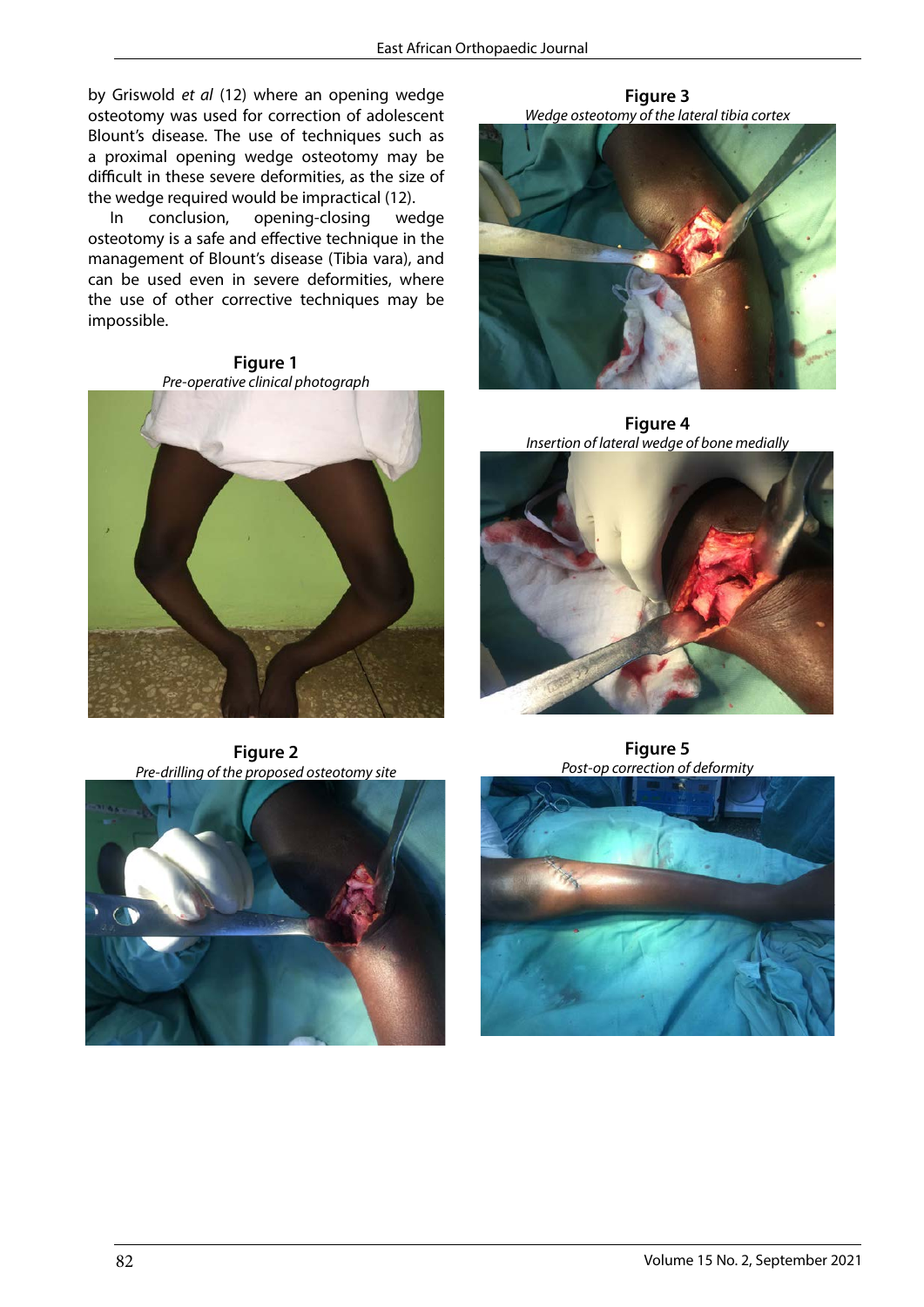by Griswold *et al* (12) where an opening wedge osteotomy was used for correction of adolescent Blount's disease. The use of techniques such as a proximal opening wedge osteotomy may be difficult in these severe deformities, as the size of the wedge required would be impractical (12).

In conclusion, opening-closing wedge osteotomy is a safe and effective technique in the management of Blount's disease (Tibia vara), and can be used even in severe deformities, where the use of other corrective techniques may be impossible.

**Figure 1**
*Pre-operative clinical photograph*

**Figure 2**
*Pre-drilling of the proposed osteotomy site*

**Figure 3**
*Wedge osteotomy of the lateral tibia cortex*

**Figure 4**
*Insertion of lateral wedge of bone medially*

**Figure 5**
*Post-op correction of deformity*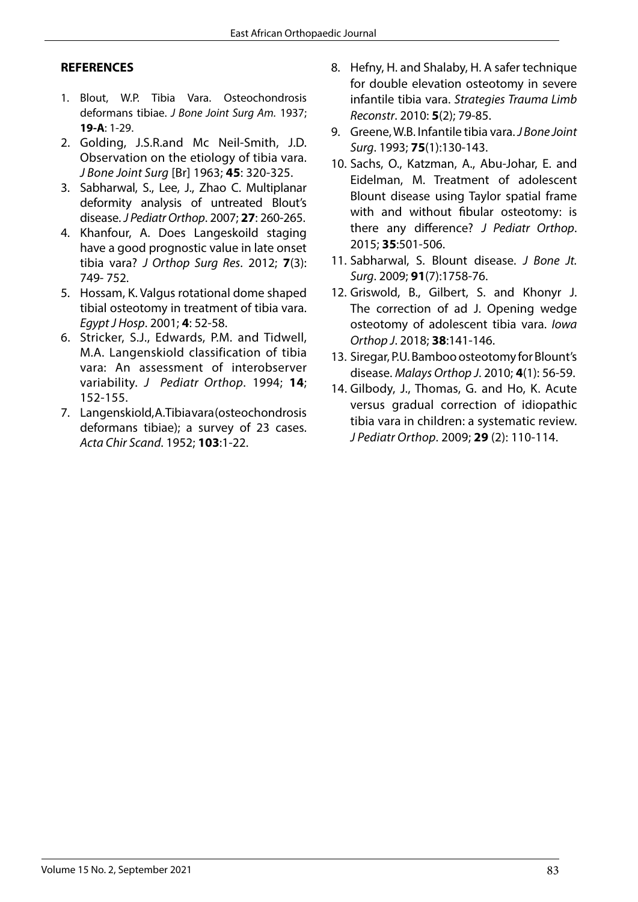## REFERENCES

1. Blout, W.P. Tibia Vara. Osteochondrosis deformans tibiae. *J Bone Joint Surg Am*. 1937; **19-A**: 1-29.
2. Golding, J.S.R.and Mc Neil-Smith, J.D. Observation on the etiology of tibia vara. *J Bone Joint Surg* [Br] 1963; **45**: 320-325.
3. Sabharwal, S., Lee, J., Zhao C. Multiplanar deformity analysis of untreated Blout's disease. *J Pediatr Orthop*. 2007; **27**: 260-265.
4. Khanfour, A. Does Langeskoild staging have a good prognostic value in late onset tibia vara? *J Orthop Surg Res*. 2012; **7**(3): 749- 752.
5. Hossam, K. Valgus rotational dome shaped tibial osteotomy in treatment of tibia vara. *Egypt J Hosp*. 2001; **4**: 52-58.
6. Stricker, S.J., Edwards, P.M. and Tidwell, M.A. Langenskiold classification of tibia vara: An assessment of interobserver variability. *J Pediatr Orthop*. 1994; **14**; 152-155.
7. Langenskiold, A. Tibia vara (osteochondrosis deformans tibiae); a survey of 23 cases. *Acta Chir Scand*. 1952; **103**:1-22.
8. Hefny, H. and Shalaby, H. A safer technique for double elevation osteotomy in severe infantile tibia vara. *Strategies Trauma Limb Reconstr*. 2010: **5**(2); 79-85.
9. Greene, W.B. Infantile tibia vara. *J Bone Joint Surg*. 1993; **75**(1):130-143.
10. Sachs, O., Katzman, A., Abu-Johar, E. and Eidelman, M. Treatment of adolescent Blount disease using Taylor spatial frame with and without fibular osteotomy: is there any difference? *J Pediatr Orthop*. 2015; **35**:501-506.
11. Sabharwal, S. Blount disease. *J Bone Jt. Surg*. 2009; **91**(7):1758-76.
12. Griswold, B., Gilbert, S. and Khonyr J. The correction of ad J. Opening wedge osteotomy of adolescent tibia vara. *Iowa Orthop J*. 2018; **38**:141-146.
13. Siregar, P.U. Bamboo osteotomy for Blount's disease. *Malays Orthop J*. 2010; **4**(1): 56-59.
14. Gilbody, J., Thomas, G. and Ho, K. Acute versus gradual correction of idiopathic tibia vara in children: a systematic review. *J Pediatr Orthop*. 2009; **29** (2): 110-114.